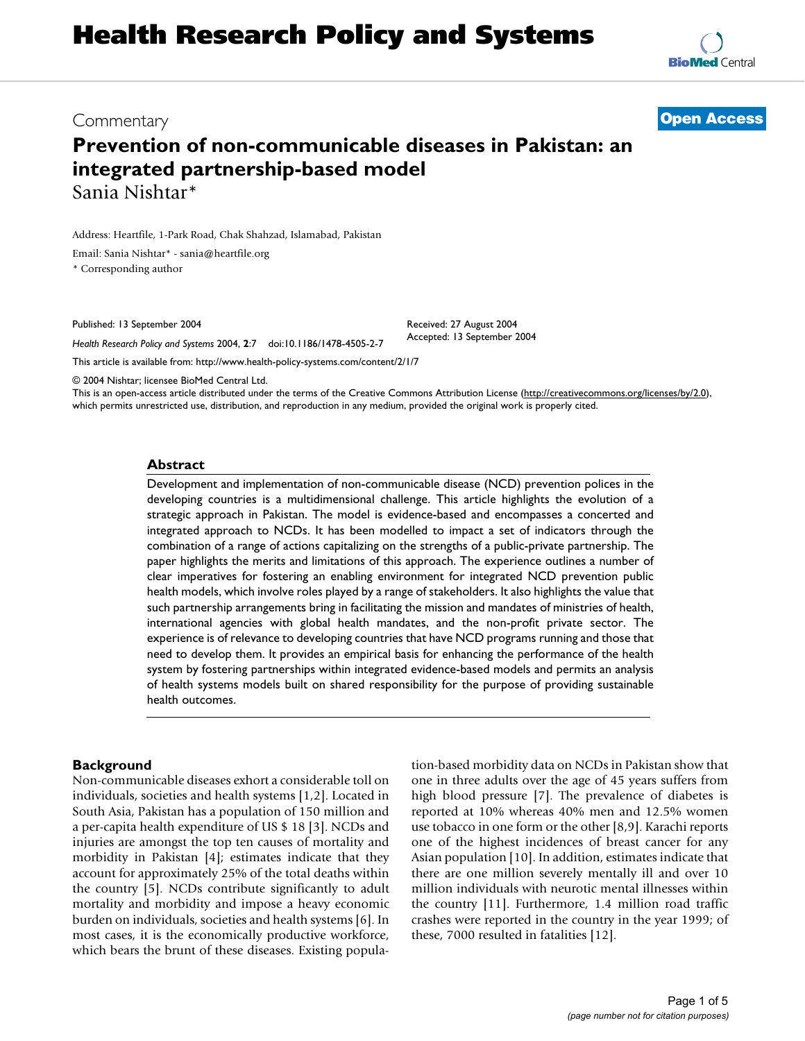# Health Research Policy and Systems

Commentary **Open Access**

# Prevention of non-communicable diseases in Pakistan: an integrated partnership-based model

Sania Nishtar*

Address: Heartfile, 1-Park Road, Chak Shahzad, Islamabad, Pakistan

Email: Sania Nishtar* - sania@heartfile.org

\* Corresponding author

Published: 13 September 2004

*Health Research Policy and Systems* 2004, **2**:7 doi:10.1186/1478-4505-2-7

Received: 27 August 2004
Accepted: 13 September 2004

This article is available from: http://www.health-policy-systems.com/content/2/1/7

© 2004 Nishtar; licensee BioMed Central Ltd.
This is an open-access article distributed under the terms of the Creative Commons Attribution License (http://creativecommons.org/licenses/by/2.0), which permits unrestricted use, distribution, and reproduction in any medium, provided the original work is properly cited.

## Abstract

Development and implementation of non-communicable disease (NCD) prevention polices in the developing countries is a multidimensional challenge. This article highlights the evolution of a strategic approach in Pakistan. The model is evidence-based and encompasses a concerted and integrated approach to NCDs. It has been modelled to impact a set of indicators through the combination of a range of actions capitalizing on the strengths of a public-private partnership. The paper highlights the merits and limitations of this approach. The experience outlines a number of clear imperatives for fostering an enabling environment for integrated NCD prevention public health models, which involve roles played by a range of stakeholders. It also highlights the value that such partnership arrangements bring in facilitating the mission and mandates of ministries of health, international agencies with global health mandates, and the non-profit private sector. The experience is of relevance to developing countries that have NCD programs running and those that need to develop them. It provides an empirical basis for enhancing the performance of the health system by fostering partnerships within integrated evidence-based models and permits an analysis of health systems models built on shared responsibility for the purpose of providing sustainable health outcomes.

## Background

Non-communicable diseases exhort a considerable toll on individuals, societies and health systems [1,2]. Located in South Asia, Pakistan has a population of 150 million and a per-capita health expenditure of US $ 18 [3]. NCDs and injuries are amongst the top ten causes of mortality and morbidity in Pakistan [4]; estimates indicate that they account for approximately 25% of the total deaths within the country [5]. NCDs contribute significantly to adult mortality and morbidity and impose a heavy economic burden on individuals, societies and health systems [6]. In most cases, it is the economically productive workforce, which bears the brunt of these diseases. Existing population-based morbidity data on NCDs in Pakistan show that one in three adults over the age of 45 years suffers from high blood pressure [7]. The prevalence of diabetes is reported at 10% whereas 40% men and 12.5% women use tobacco in one form or the other [8,9]. Karachi reports one of the highest incidences of breast cancer for any Asian population [10]. In addition, estimates indicate that there are one million severely mentally ill and over 10 million individuals with neurotic mental illnesses within the country [11]. Furthermore, 1.4 million road traffic crashes were reported in the country in the year 1999; of these, 7000 resulted in fatalities [12].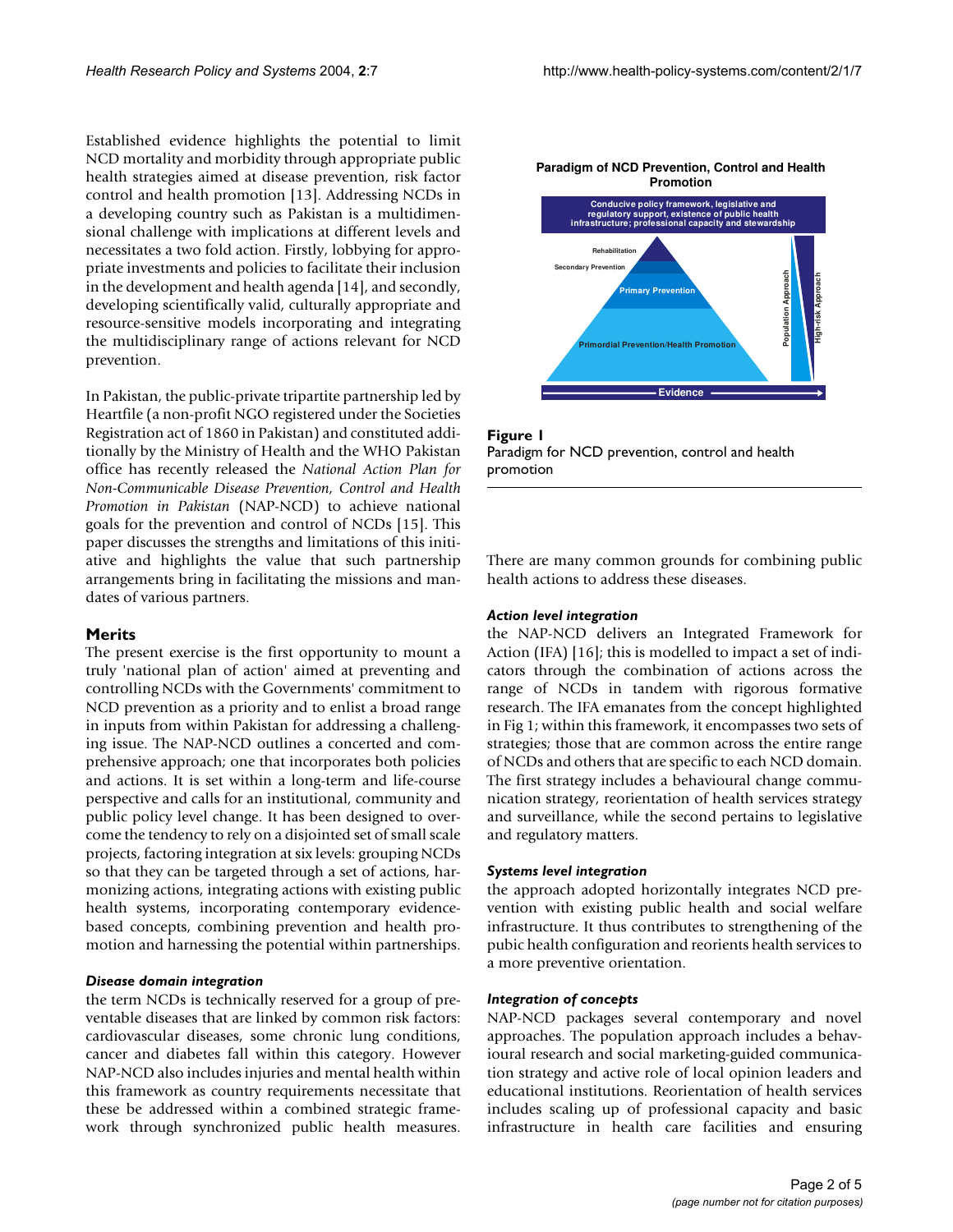Established evidence highlights the potential to limit NCD mortality and morbidity through appropriate public health strategies aimed at disease prevention, risk factor control and health promotion [13]. Addressing NCDs in a developing country such as Pakistan is a multidimensional challenge with implications at different levels and necessitates a two fold action. Firstly, lobbying for appropriate investments and policies to facilitate their inclusion in the development and health agenda [14], and secondly, developing scientifically valid, culturally appropriate and resource-sensitive models incorporating and integrating the multidisciplinary range of actions relevant for NCD prevention.

In Pakistan, the public-private tripartite partnership led by Heartfile (a non-profit NGO registered under the Societies Registration act of 1860 in Pakistan) and constituted additionally by the Ministry of Health and the WHO Pakistan office has recently released the *National Action Plan for Non-Communicable Disease Prevention, Control and Health Promotion in Pakistan* (NAP-NCD) to achieve national goals for the prevention and control of NCDs [15]. This paper discusses the strengths and limitations of this initiative and highlights the value that such partnership arrangements bring in facilitating the missions and mandates of various partners.

## Merits

The present exercise is the first opportunity to mount a truly 'national plan of action' aimed at preventing and controlling NCDs with the Governments' commitment to NCD prevention as a priority and to enlist a broad range in inputs from within Pakistan for addressing a challenging issue. The NAP-NCD outlines a concerted and comprehensive approach; one that incorporates both policies and actions. It is set within a long-term and life-course perspective and calls for an institutional, community and public policy level change. It has been designed to overcome the tendency to rely on a disjointed set of small scale projects, factoring integration at six levels: grouping NCDs so that they can be targeted through a set of actions, harmonizing actions, integrating actions with existing public health systems, incorporating contemporary evidence-based concepts, combining prevention and health promotion and harnessing the potential within partnerships.

### *Disease domain integration*

the term NCDs is technically reserved for a group of preventable diseases that are linked by common risk factors: cardiovascular diseases, some chronic lung conditions, cancer and diabetes fall within this category. However NAP-NCD also includes injuries and mental health within this framework as country requirements necessitate that these be addressed within a combined strategic framework through synchronized public health measures.

Paradigm of NCD Prevention, Control and Health Promotion

Conducive policy framework, legislative and regulatory support, existence of public health infrastructure; professional capacity and stewardship

Rehabilitation

Secondary Prevention

Primary Prevention

Primordial Prevention/Health Promotion

Population Approach

High-risk Approach

Evidence

**Figure 1**
Paradigm for NCD prevention, control and health promotion

There are many common grounds for combining public health actions to address these diseases.

### *Action level integration*

the NAP-NCD delivers an Integrated Framework for Action (IFA) [16]; this is modelled to impact a set of indicators through the combination of actions across the range of NCDs in tandem with rigorous formative research. The IFA emanates from the concept highlighted in Fig 1; within this framework, it encompasses two sets of strategies; those that are common across the entire range of NCDs and others that are specific to each NCD domain. The first strategy includes a behavioural change communication strategy, reorientation of health services strategy and surveillance, while the second pertains to legislative and regulatory matters.

### *Systems level integration*

the approach adopted horizontally integrates NCD prevention with existing public health and social welfare infrastructure. It thus contributes to strengthening of the pubic health configuration and reorients health services to a more preventive orientation.

### *Integration of concepts*

NAP-NCD packages several contemporary and novel approaches. The population approach includes a behavioural research and social marketing-guided communication strategy and active role of local opinion leaders and educational institutions. Reorientation of health services includes scaling up of professional capacity and basic infrastructure in health care facilities and ensuring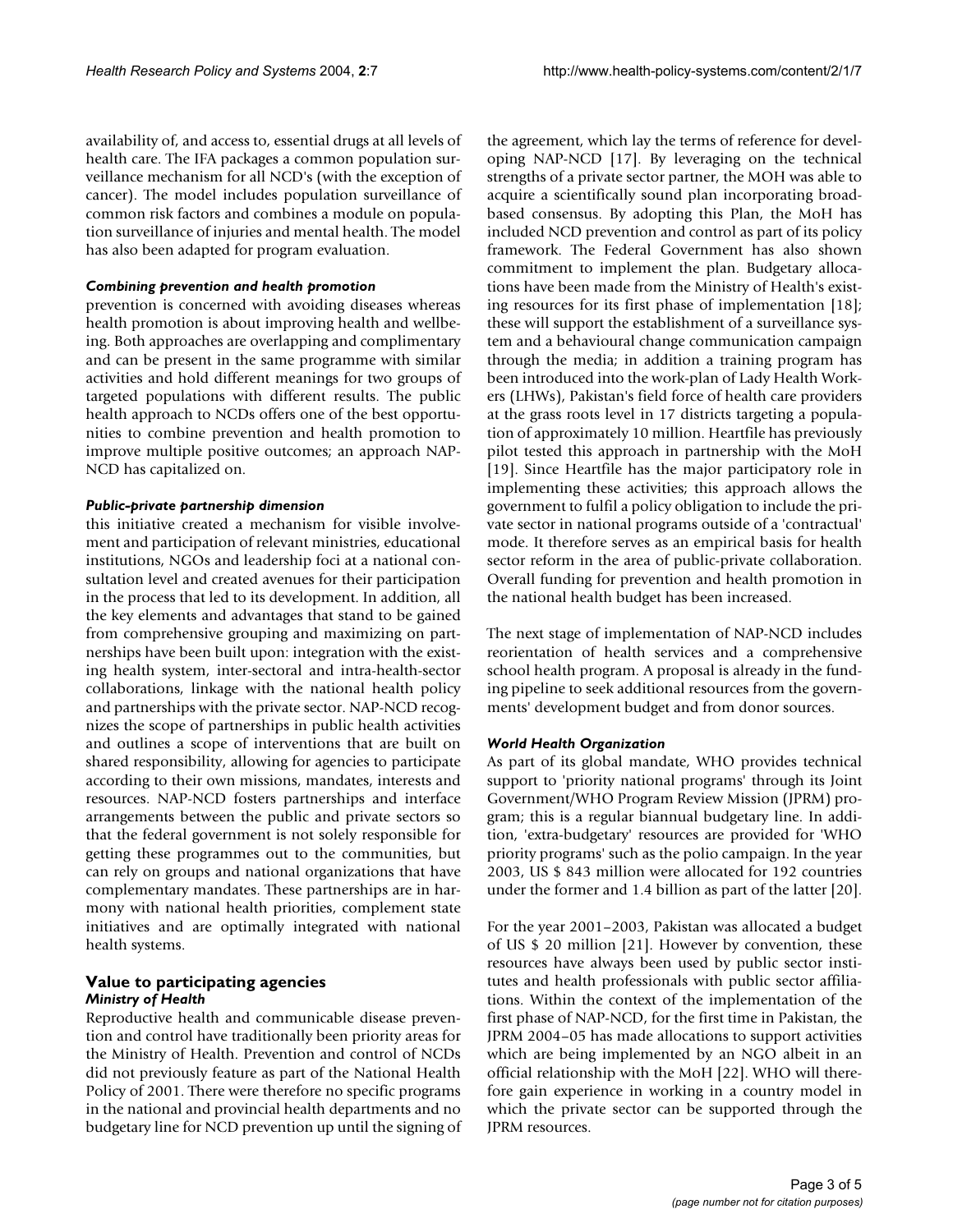availability of, and access to, essential drugs at all levels of health care. The IFA packages a common population surveillance mechanism for all NCD's (with the exception of cancer). The model includes population surveillance of common risk factors and combines a module on population surveillance of injuries and mental health. The model has also been adapted for program evaluation.

#### *Combining prevention and health promotion*

prevention is concerned with avoiding diseases whereas health promotion is about improving health and wellbeing. Both approaches are overlapping and complimentary and can be present in the same programme with similar activities and hold different meanings for two groups of targeted populations with different results. The public health approach to NCDs offers one of the best opportunities to combine prevention and health promotion to improve multiple positive outcomes; an approach NAP-NCD has capitalized on.

#### *Public-private partnership dimension*

this initiative created a mechanism for visible involvement and participation of relevant ministries, educational institutions, NGOs and leadership foci at a national consultation level and created avenues for their participation in the process that led to its development. In addition, all the key elements and advantages that stand to be gained from comprehensive grouping and maximizing on partnerships have been built upon: integration with the existing health system, inter-sectoral and intra-health-sector collaborations, linkage with the national health policy and partnerships with the private sector. NAP-NCD recognizes the scope of partnerships in public health activities and outlines a scope of interventions that are built on shared responsibility, allowing for agencies to participate according to their own missions, mandates, interests and resources. NAP-NCD fosters partnerships and interface arrangements between the public and private sectors so that the federal government is not solely responsible for getting these programmes out to the communities, but can rely on groups and national organizations that have complementary mandates. These partnerships are in harmony with national health priorities, complement state initiatives and are optimally integrated with national health systems.

## Value to participating agencies

#### *Ministry of Health*

Reproductive health and communicable disease prevention and control have traditionally been priority areas for the Ministry of Health. Prevention and control of NCDs did not previously feature as part of the National Health Policy of 2001. There were therefore no specific programs in the national and provincial health departments and no budgetary line for NCD prevention up until the signing of the agreement, which lay the terms of reference for developing NAP-NCD [17]. By leveraging on the technical strengths of a private sector partner, the MOH was able to acquire a scientifically sound plan incorporating broad-based consensus. By adopting this Plan, the MoH has included NCD prevention and control as part of its policy framework. The Federal Government has also shown commitment to implement the plan. Budgetary allocations have been made from the Ministry of Health's existing resources for its first phase of implementation [18]; these will support the establishment of a surveillance system and a behavioural change communication campaign through the media; in addition a training program has been introduced into the work-plan of Lady Health Workers (LHWs), Pakistan's field force of health care providers at the grass roots level in 17 districts targeting a population of approximately 10 million. Heartfile has previously pilot tested this approach in partnership with the MoH [19]. Since Heartfile has the major participatory role in implementing these activities; this approach allows the government to fulfil a policy obligation to include the private sector in national programs outside of a 'contractual' mode. It therefore serves as an empirical basis for health sector reform in the area of public-private collaboration. Overall funding for prevention and health promotion in the national health budget has been increased.

The next stage of implementation of NAP-NCD includes reorientation of health services and a comprehensive school health program. A proposal is already in the funding pipeline to seek additional resources from the governments' development budget and from donor sources.

#### *World Health Organization*

As part of its global mandate, WHO provides technical support to 'priority national programs' through its Joint Government/WHO Program Review Mission (JPRM) program; this is a regular biannual budgetary line. In addition, 'extra-budgetary' resources are provided for 'WHO priority programs' such as the polio campaign. In the year 2003, US $ 843 million were allocated for 192 countries under the former and 1.4 billion as part of the latter [20].

For the year 2001–2003, Pakistan was allocated a budget of US $ 20 million [21]. However by convention, these resources have always been used by public sector institutes and health professionals with public sector affiliations. Within the context of the implementation of the first phase of NAP-NCD, for the first time in Pakistan, the JPRM 2004–05 has made allocations to support activities which are being implemented by an NGO albeit in an official relationship with the MoH [22]. WHO will therefore gain experience in working in a country model in which the private sector can be supported through the JPRM resources.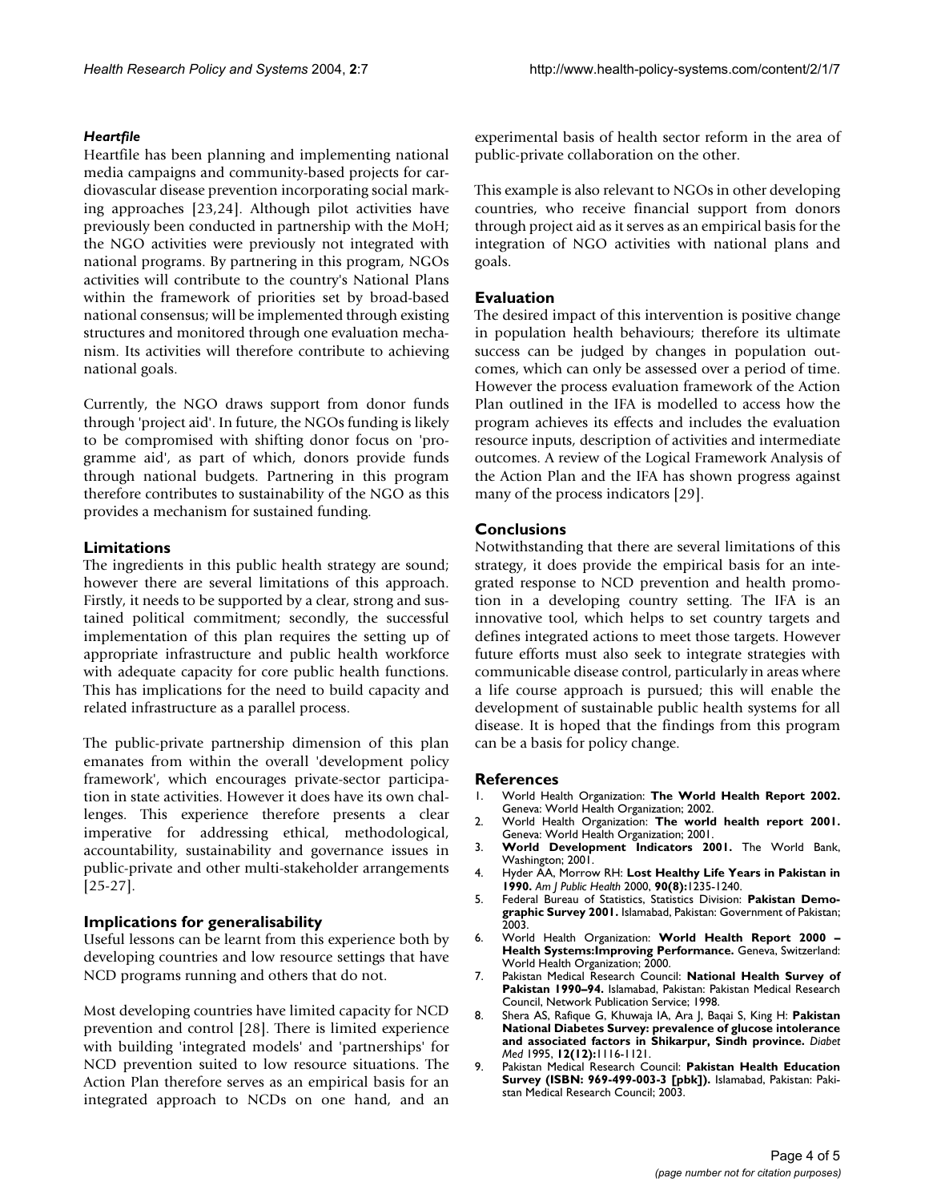### Heartfile

Heartfile has been planning and implementing national media campaigns and community-based projects for cardiovascular disease prevention incorporating social marking approaches [23,24]. Although pilot activities have previously been conducted in partnership with the MoH; the NGO activities were previously not integrated with national programs. By partnering in this program, NGOs activities will contribute to the country's National Plans within the framework of priorities set by broad-based national consensus; will be implemented through existing structures and monitored through one evaluation mechanism. Its activities will therefore contribute to achieving national goals.

Currently, the NGO draws support from donor funds through 'project aid'. In future, the NGOs funding is likely to be compromised with shifting donor focus on 'programme aid', as part of which, donors provide funds through national budgets. Partnering in this program therefore contributes to sustainability of the NGO as this provides a mechanism for sustained funding.

## Limitations

The ingredients in this public health strategy are sound; however there are several limitations of this approach. Firstly, it needs to be supported by a clear, strong and sustained political commitment; secondly, the successful implementation of this plan requires the setting up of appropriate infrastructure and public health workforce with adequate capacity for core public health functions. This has implications for the need to build capacity and related infrastructure as a parallel process.

The public-private partnership dimension of this plan emanates from within the overall 'development policy framework', which encourages private-sector participation in state activities. However it does have its own challenges. This experience therefore presents a clear imperative for addressing ethical, methodological, accountability, sustainability and governance issues in public-private and other multi-stakeholder arrangements [25-27].

## Implications for generalisability

Useful lessons can be learnt from this experience both by developing countries and low resource settings that have NCD programs running and others that do not.

Most developing countries have limited capacity for NCD prevention and control [28]. There is limited experience with building 'integrated models' and 'partnerships' for NCD prevention suited to low resource situations. The Action Plan therefore serves as an empirical basis for an integrated approach to NCDs on one hand, and an experimental basis of health sector reform in the area of public-private collaboration on the other.

This example is also relevant to NGOs in other developing countries, who receive financial support from donors through project aid as it serves as an empirical basis for the integration of NGO activities with national plans and goals.

## Evaluation

The desired impact of this intervention is positive change in population health behaviours; therefore its ultimate success can be judged by changes in population outcomes, which can only be assessed over a period of time. However the process evaluation framework of the Action Plan outlined in the IFA is modelled to access how the program achieves its effects and includes the evaluation resource inputs, description of activities and intermediate outcomes. A review of the Logical Framework Analysis of the Action Plan and the IFA has shown progress against many of the process indicators [29].

## Conclusions

Notwithstanding that there are several limitations of this strategy, it does provide the empirical basis for an integrated response to NCD prevention and health promotion in a developing country setting. The IFA is an innovative tool, which helps to set country targets and defines integrated actions to meet those targets. However future efforts must also seek to integrate strategies with communicable disease control, particularly in areas where a life course approach is pursued; this will enable the development of sustainable public health systems for all disease. It is hoped that the findings from this program can be a basis for policy change.

## References

1. World Health Organization: **The World Health Report 2002.** Geneva: World Health Organization; 2002.
2. World Health Organization: **The world health report 2001.** Geneva: World Health Organization; 2001.
3. **World Development Indicators 2001.** The World Bank, Washington; 2001.
4. Hyder AA, Morrow RH: **Lost Healthy Life Years in Pakistan in 1990.** *Am J Public Health* 2000, **90(8):**1235-1240.
5. Federal Bureau of Statistics, Statistics Division: **Pakistan Demographic Survey 2001.** Islamabad, Pakistan: Government of Pakistan; 2003.
6. World Health Organization: **World Health Report 2000 – Health Systems:Improving Performance.** Geneva, Switzerland: World Health Organization; 2000.
7. Pakistan Medical Research Council: **National Health Survey of Pakistan 1990–94.** Islamabad, Pakistan: Pakistan Medical Research Council, Network Publication Service; 1998.
8. Shera AS, Rafique G, Khuwaja IA, Ara J, Baqai S, King H: **Pakistan National Diabetes Survey: prevalence of glucose intolerance and associated factors in Shikarpur, Sindh province.** *Diabet Med* 1995, **12(12):**1116-1121.
9. Pakistan Medical Research Council: **Pakistan Health Education Survey (ISBN: 969-499-003-3 [pbk]).** Islamabad, Pakistan: Pakistan Medical Research Council; 2003.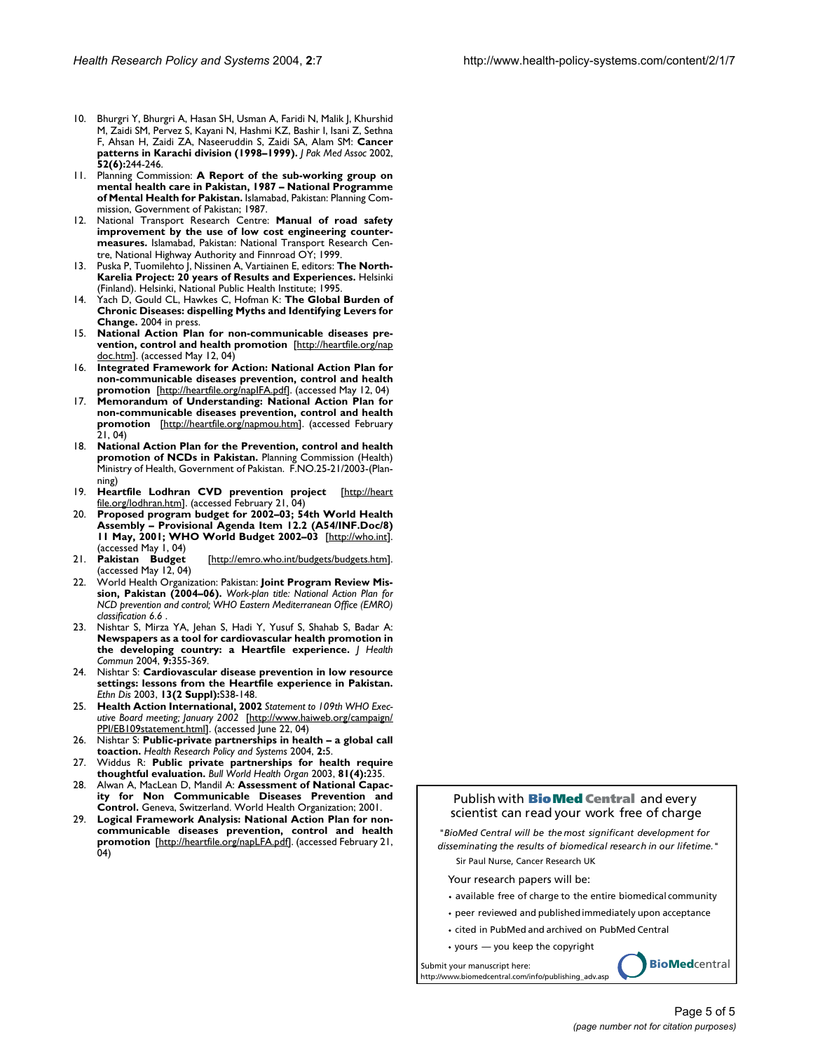10. Bhurgri Y, Bhurgri A, Hasan SH, Usman A, Faridi N, Malik J, Khurshid M, Zaidi SM, Pervez S, Kayani N, Hashmi KZ, Bashir I, Isani Z, Sethna F, Ahsan H, Zaidi ZA, Naseeruddin S, Zaidi SA, Alam SM: **Cancer patterns in Karachi division (1998–1999).** *J Pak Med Assoc* 2002, **52(6):**244-246.
11. Planning Commission: **A Report of the sub-working group on mental health care in Pakistan, 1987 – National Programme of Mental Health for Pakistan.** Islamabad, Pakistan: Planning Commission, Government of Pakistan; 1987.
12. National Transport Research Centre: **Manual of road safety improvement by the use of low cost engineering countermeasures.** Islamabad, Pakistan: National Transport Research Centre, National Highway Authority and Finnroad OY; 1999.
13. Puska P, Tuomilehto J, Nissinen A, Vartiainen E, editors: **The North-Karelia Project: 20 years of Results and Experiences.** Helsinki (Finland). Helsinki, National Public Health Institute; 1995.
14. Yach D, Gould CL, Hawkes C, Hofman K: **The Global Burden of Chronic Diseases: dispelling Myths and Identifying Levers for Change.** 2004 in press.
15. **National Action Plan for non-communicable diseases prevention, control and health promotion** [http://heartfile.org/napdoc.htm]. (accessed May 12, 04)
16. **Integrated Framework for Action: National Action Plan for non-communicable diseases prevention, control and health promotion** [http://heartfile.org/napIFA.pdf]. (accessed May 12, 04)
17. **Memorandum of Understanding: National Action Plan for non-communicable diseases prevention, control and health promotion** [http://heartfile.org/napmou.htm]. (accessed February 21, 04)
18. **National Action Plan for the Prevention, control and health promotion of NCDs in Pakistan.** Planning Commission (Health) Ministry of Health, Government of Pakistan. F.NO.25-21/2003-(Planning)
19. **Heartfile Lodhran CVD prevention project** [http://heartfile.org/lodhran.htm]. (accessed February 21, 04)
20. **Proposed program budget for 2002–03; 54th World Health Assembly – Provisional Agenda Item 12.2 (A54/INF.Doc/8) 11 May, 2001; WHO World Budget 2002–03** [http://who.int]. (accessed May 1, 04)
21. **Pakistan Budget** [http://emro.who.int/budgets/budgets.htm]. (accessed May 12, 04)
22. World Health Organization: Pakistan: **Joint Program Review Mission, Pakistan (2004–06).** *Work-plan title: National Action Plan for NCD prevention and control; WHO Eastern Mediterranean Office (EMRO) classification 6.6* .
23. Nishtar S, Mirza YA, Jehan S, Hadi Y, Yusuf S, Shahab S, Badar A: **Newspapers as a tool for cardiovascular health promotion in the developing country: a Heartfile experience.** *J Health Commun* 2004, **9:**355-369.
24. Nishtar S: **Cardiovascular disease prevention in low resource settings: lessons from the Heartfile experience in Pakistan.** *Ethn Dis* 2003, **13(2 Suppl):**S38-148.
25. **Health Action International, 2002** *Statement to 109th WHO Executive Board meeting; January 2002* [http://www.haiweb.org/campaign/PPI/EB109statement.html]. (accessed June 22, 04)
26. Nishtar S: **Public-private partnerships in health – a global call toaction.** *Health Research Policy and Systems* 2004, **2:**5.
27. Widdus R: **Public private partnerships for health require thoughtful evaluation.** *Bull World Health Organ* 2003, **81(4):**235.
28. Alwan A, MacLean D, Mandil A: **Assessment of National Capacity for Non Communicable Diseases Prevention and Control.** Geneva, Switzerland. World Health Organization; 2001.
29. **Logical Framework Analysis: National Action Plan for non-communicable diseases prevention, control and health promotion** [http://heartfile.org/napLFA.pdf]. (accessed February 21, 04)

Publish with **BioMed Central** and every scientist can read your work free of charge

*"BioMed Central will be the most significant development for disseminating the results of biomedical research in our lifetime."*
Sir Paul Nurse, Cancer Research UK

Your research papers will be:

- available free of charge to the entire biomedical community
- peer reviewed and published immediately upon acceptance
- cited in PubMed and archived on PubMed Central
- yours — you keep the copyright

Submit your manuscript here:
http://www.biomedcentral.com/info/publishing_adv.asp

**BioMed**central